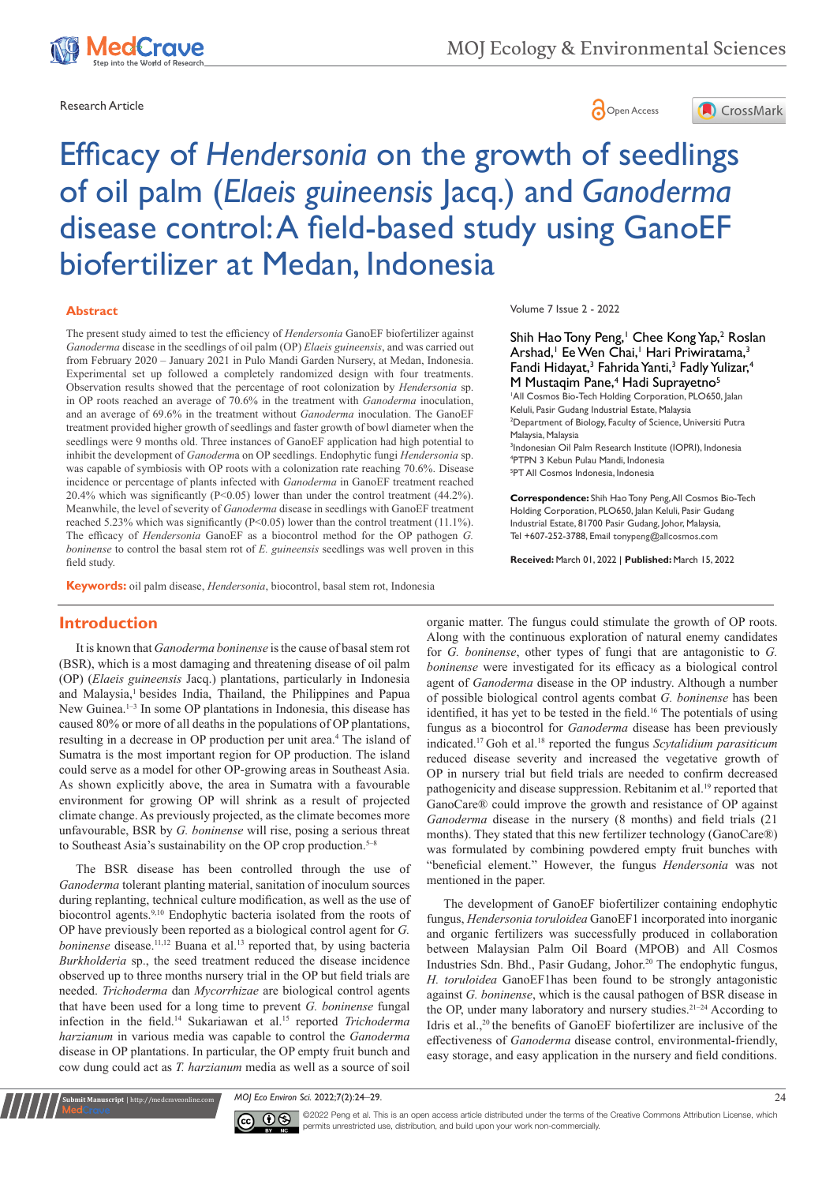Research Article

# Efficacy of *Hendersonia* on the growth of seedlings of oil palm (*Elaeis guineensis* Jacq.) and *Ganoderma* disease control: A field-based study using GanoEF biofertilizer at Medan, Indonesia

Shih Hao Tony Peng,[1] Chee Kong Yap,[2] Roslan Arshad,[1] Ee Wen Chai,[1] Hari Priwiratama,[3] Fandi Hidayat,[3] Fahrida Yanti,[3] Fadly Yulizar,[4] M Mustaqim Pane,[4] Hadi Suprayetno[5]

[1]All Cosmos Bio-Tech Holding Corporation, PLO650, Jalan Keluli, Pasir Gudang Industrial Estate, Malaysia
[2]Department of Biology, Faculty of Science, Universiti Putra Malaysia, Malaysia
[3]Indonesian Oil Palm Research Institute (IOPRI), Indonesia
[4]PTPN 3 Kebun Pulau Mandi, Indonesia
[5]PT All Cosmos Indonesia, Indonesia

**Correspondence:** Shih Hao Tony Peng, All Cosmos Bio-Tech Holding Corporation, PLO650, Jalan Keluli, Pasir Gudang Industrial Estate, 81700 Pasir Gudang, Johor, Malaysia, Tel +607-252-3788, Email tonypeng@allcosmos.com

**Received:** March 01, 2022 | **Published:** March 15, 2022

## Abstract

The present study aimed to test the efficiency of *Hendersonia* GanoEF biofertilizer against *Ganoderma* disease in the seedlings of oil palm (OP) *Elaeis guineensis*, and was carried out from February 2020 – January 2021 in Pulo Mandi Garden Nursery, at Medan, Indonesia. Experimental set up followed a completely randomized design with four treatments. Observation results showed that the percentage of root colonization by *Hendersonia* sp. in OP roots reached an average of 70.6% in the treatment with *Ganoderma* inoculation, and an average of 69.6% in the treatment without *Ganoderma* inoculation. The GanoEF treatment provided higher growth of seedlings and faster growth of bowl diameter when the seedlings were 9 months old. Three instances of GanoEF application had high potential to inhibit the development of *Ganoderma* on OP seedlings. Endophytic fungi *Hendersonia* sp. was capable of symbiosis with OP roots with a colonization rate reaching 70.6%. Disease incidence or percentage of plants infected with *Ganoderma* in GanoEF treatment reached 20.4% which was significantly ($P<0.05$) lower than under the control treatment (44.2%). Meanwhile, the level of severity of *Ganoderma* disease in seedlings with GanoEF treatment reached 5.23% which was significantly ($P<0.05$) lower than the control treatment (11.1%). The efficacy of *Hendersonia* GanoEF as a biocontrol method for the OP pathogen *G. boninense* to control the basal stem rot of *E. guineensis* seedlings was well proven in this field study.

**Keywords:** oil palm disease, *Hendersonia*, biocontrol, basal stem rot, Indonesia

## Introduction

It is known that *Ganoderma boninense* is the cause of basal stem rot (BSR), which is a most damaging and threatening disease of oil palm (OP) (*Elaeis guineensis* Jacq.) plantations, particularly in Indonesia and Malaysia,[1] besides India, Thailand, the Philippines and Papua New Guinea.[1–3] In some OP plantations in Indonesia, this disease has caused 80% or more of all deaths in the populations of OP plantations, resulting in a decrease in OP production per unit area.[4] The island of Sumatra is the most important region for OP production. The island could serve as a model for other OP-growing areas in Southeast Asia. As shown explicitly above, the area in Sumatra with a favourable environment for growing OP will shrink as a result of projected climate change. As previously projected, as the climate becomes more unfavourable, BSR by *G. boninense* will rise, posing a serious threat to Southeast Asia's sustainability on the OP crop production.[5–8]

The BSR disease has been controlled through the use of *Ganoderma* tolerant planting material, sanitation of inoculum sources during replanting, technical culture modification, as well as the use of biocontrol agents.[9,10] Endophytic bacteria isolated from the roots of OP have previously been reported as a biological control agent for *G. boninense* disease.[11,12] Buana et al.[13] reported that, by using bacteria *Burkholderia* sp., the seed treatment reduced the disease incidence observed up to three months nursery trial in the OP but field trials are needed. *Trichoderma* dan *Mycorrhizae* are biological control agents that have been used for a long time to prevent *G. boninense* fungal infection in the field.[14] Sukariawan et al.[15] reported *Trichoderma harzianum* in various media was capable to control the *Ganoderma* disease in OP plantations. In particular, the OP empty fruit bunch and cow dung could act as *T. harzianum* media as well as a source of soil organic matter. The fungus could stimulate the growth of OP roots. Along with the continuous exploration of natural enemy candidates for *G. boninense*, other types of fungi that are antagonistic to *G. boninense* were investigated for its efficacy as a biological control agent of *Ganoderma* disease in the OP industry. Although a number of possible biological control agents combat *G. boninense* has been identified, it has yet to be tested in the field.[16] The potentials of using fungus as a biocontrol for *Ganoderma* disease has been previously indicated.[17] Goh et al.[18] reported the fungus *Scytalidium parasiticum* reduced disease severity and increased the vegetative growth of OP in nursery trial but field trials are needed to confirm decreased pathogenicity and disease suppression. Rebitanim et al.[19] reported that GanoCare® could improve the growth and resistance of OP against *Ganoderma* disease in the nursery (8 months) and field trials (21 months). They stated that this new fertilizer technology (GanoCare®) was formulated by combining powdered empty fruit bunches with "beneficial element." However, the fungus *Hendersonia* was not mentioned in the paper.

The development of GanoEF biofertilizer containing endophytic fungus, *Hendersonia toruloidea* GanoEF1 incorporated into inorganic and organic fertilizers was successfully produced in collaboration between Malaysian Palm Oil Board (MPOB) and All Cosmos Industries Sdn. Bhd., Pasir Gudang, Johor.[20] The endophytic fungus, *H. toruloidea* GanoEF1has been found to be strongly antagonistic against *G. boninense*, which is the causal pathogen of BSR disease in the OP, under many laboratory and nursery studies.[21–24] According to Idris et al.,[20] the benefits of GanoEF biofertilizer are inclusive of the effectiveness of *Ganoderma* disease control, environmental-friendly, easy storage, and easy application in the nursery and field conditions.

©2022 Peng et al. This is an open access article distributed under the terms of the Creative Commons Attribution License, which permits unrestricted use, distribution, and build upon your work non-commercially.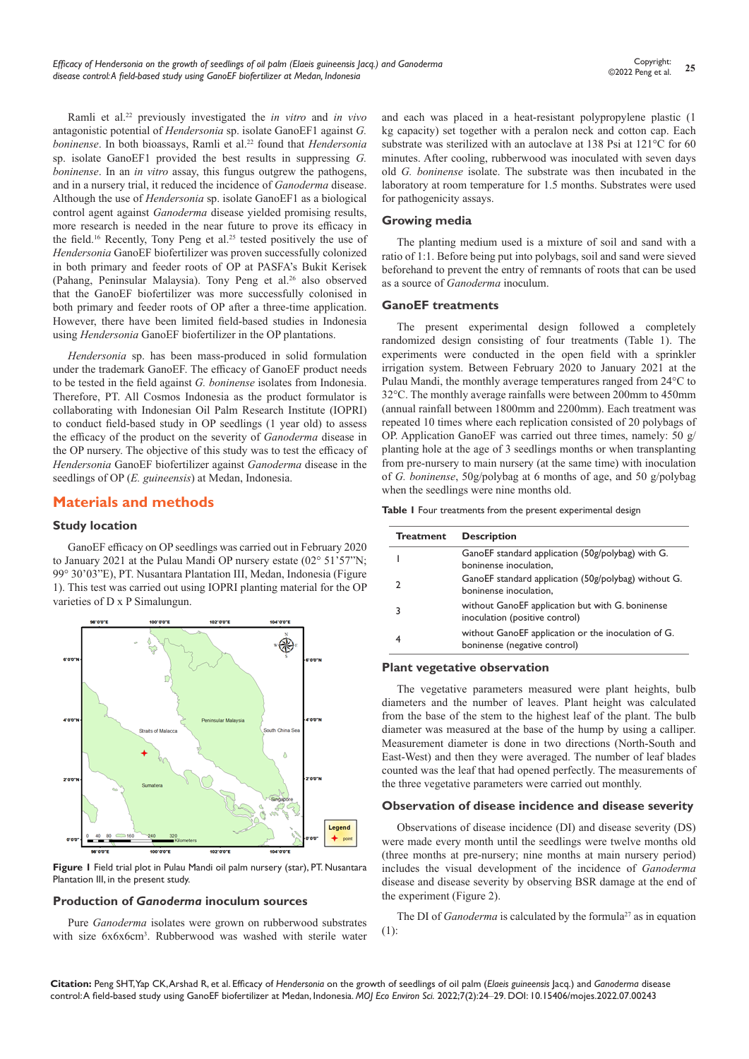Ramli et al.[22] previously investigated the *in vitro* and *in vivo* antagonistic potential of *Hendersonia* sp. isolate GanoEF1 against *G. boninense*. In both bioassays, Ramli et al.[22] found that *Hendersonia* sp. isolate GanoEF1 provided the best results in suppressing *G. boninense*. In an *in vitro* assay, this fungus outgrew the pathogens, and in a nursery trial, it reduced the incidence of *Ganoderma* disease. Although the use of *Hendersonia* sp. isolate GanoEF1 as a biological control agent against *Ganoderma* disease yielded promising results, more research is needed in the near future to prove its efficacy in the field.[16] Recently, Tony Peng et al.[25] tested positively the use of *Hendersonia* GanoEF biofertilizer was proven successfully colonized in both primary and feeder roots of OP at PASFA's Bukit Kerisek (Pahang, Peninsular Malaysia). Tony Peng et al.[26] also observed that the GanoEF biofertilizer was more successfully colonised in both primary and feeder roots of OP after a three-time application. However, there have been limited field-based studies in Indonesia using *Hendersonia* GanoEF biofertilizer in the OP plantations.

*Hendersonia* sp. has been mass-produced in solid formulation under the trademark GanoEF. The efficacy of GanoEF product needs to be tested in the field against *G. boninense* isolates from Indonesia. Therefore, PT. All Cosmos Indonesia as the product formulator is collaborating with Indonesian Oil Palm Research Institute (IOPRI) to conduct field-based study in OP seedlings (1 year old) to assess the efficacy of the product on the severity of *Ganoderma* disease in the OP nursery. The objective of this study was to test the efficacy of *Hendersonia* GanoEF biofertilizer against *Ganoderma* disease in the seedlings of OP (*E. guineensis*) at Medan, Indonesia.

## Materials and methods

### Study location

GanoEF efficacy on OP seedlings was carried out in February 2020 to January 2021 at the Pulau Mandi OP nursery estate (02° 51'57"N; 99° 30'03"E), PT. Nusantara Plantation III, Medan, Indonesia (Figure 1). This test was carried out using IOPRI planting material for the OP varieties of D x P Simalungun.

**Figure 1** Field trial plot in Pulau Mandi oil palm nursery (star), PT. Nusantara Plantation III, in the present study.

### Production of *Ganoderma* inoculum sources

Pure *Ganoderma* isolates were grown on rubberwood substrates with size 6x6x6cm$^3$. Rubberwood was washed with sterile water and each was placed in a heat-resistant polypropylene plastic (1 kg capacity) set together with a peralon neck and cotton cap. Each substrate was sterilized with an autoclave at 138 Psi at 121°C for 60 minutes. After cooling, rubberwood was inoculated with seven days old *G. boninense* isolate. The substrate was then incubated in the laboratory at room temperature for 1.5 months. Substrates were used for pathogenicity assays.

### Growing media

The planting medium used is a mixture of soil and sand with a ratio of 1:1. Before being put into polybags, soil and sand were sieved beforehand to prevent the entry of remnants of roots that can be used as a source of *Ganoderma* inoculum.

### GanoEF treatments

The present experimental design followed a completely randomized design consisting of four treatments (Table 1). The experiments were conducted in the open field with a sprinkler irrigation system. Between February 2020 to January 2021 at the Pulau Mandi, the monthly average temperatures ranged from 24°C to 32°C. The monthly average rainfalls were between 200mm to 450mm (annual rainfall between 1800mm and 2200mm). Each treatment was repeated 10 times where each replication consisted of 20 polybags of OP. Application GanoEF was carried out three times, namely: 50 g/planting hole at the age of 3 seedlings months or when transplanting from pre-nursery to main nursery (at the same time) with inoculation of *G. boninense*, 50g/polybag at 6 months of age, and 50 g/polybag when the seedlings were nine months old.

**Table 1** Four treatments from the present experimental design

| Treatment | Description |
|---|---|
| 1 | GanoEF standard application (50g/polybag) with G. boninense inoculation, |
| 2 | GanoEF standard application (50g/polybag) without G. boninense inoculation, |
| 3 | without GanoEF application but with G. boninense inoculation (positive control) |
| 4 | without GanoEF application or the inoculation of G. boninense (negative control) |

### Plant vegetative observation

The vegetative parameters measured were plant heights, bulb diameters and the number of leaves. Plant height was calculated from the base of the stem to the highest leaf of the plant. The bulb diameter was measured at the base of the hump by using a calliper. Measurement diameter is done in two directions (North-South and East-West) and then they were averaged. The number of leaf blades counted was the leaf that had opened perfectly. The measurements of the three vegetative parameters were carried out monthly.

### Observation of disease incidence and disease severity

Observations of disease incidence (DI) and disease severity (DS) were made every month until the seedlings were twelve months old (three months at pre-nursery; nine months at main nursery period) includes the visual development of the incidence of *Ganoderma* disease and disease severity by observing BSR damage at the end of the experiment (Figure 2).

The DI of *Ganoderma* is calculated by the formula[27] as in equation (1):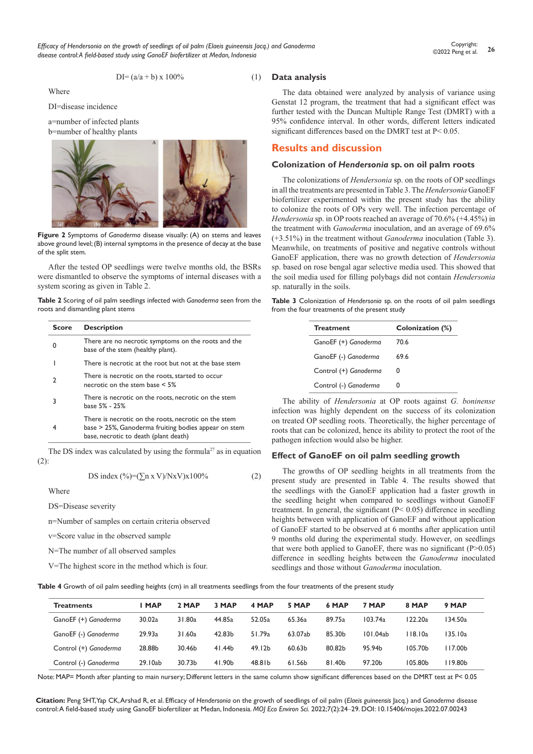$$DI= (a/a + b) \times 100\% \quad (1)$$

Where

DI=disease incidence

a=number of infected plants
b=number of healthy plants

**Figure 2** Symptoms of *Ganoderma* disease visually: (A) on stems and leaves above ground level; (B) internal symptoms in the presence of decay at the base of the split stem.

After the tested OP seedlings were twelve months old, the BSRs were dismantled to observe the symptoms of internal diseases with a system scoring as given in Table 2.

**Table 2** Scoring of oil palm seedlings infected with *Ganoderma* seen from the roots and dismantling plant stems

| Score | Description |
|---|---|
| 0 | There are no necrotic symptoms on the roots and the base of the stem (healthy plant). |
| 1 | There is necrotic at the root but not at the base stem |
| 2 | There is necrotic on the roots, started to occur necrotic on the stem base < 5% |
| 3 | There is necrotic on the roots, necrotic on the stem base 5% - 25% |
| 4 | There is necrotic on the roots, necrotic on the stem base > 25%, Ganoderma fruiting bodies appear on stem base, necrotic to death (plant death) |

The DS index was calculated by using the formula[27] as in equation (2):

$$DS \text{ index } (\%)=(\sum n \times V)/N \times V) \times 100\% \quad (2)$$

Where

DS=Disease severity

n=Number of samples on certain criteria observed

v=Score value in the observed sample

N=The number of all observed samples

V=The highest score in the method which is four.

## Data analysis

The data obtained were analyzed by analysis of variance using Genstat 12 program, the treatment that had a significant effect was further tested with the Duncan Multiple Range Test (DMRT) with a 95% confidence interval. In other words, different letters indicated significant differences based on the DMRT test at $P< 0.05$.

# Results and discussion

## Colonization of *Hendersonia* sp. on oil palm roots

The colonizations of *Hendersonia* sp. on the roots of OP seedlings in all the treatments are presented in Table 3. The *Hendersonia* GanoEF biofertilizer experimented within the present study has the ability to colonize the roots of OPs very well. The infection percentage of *Hendersonia* sp. in OP roots reached an average of 70.6% (+4.45%) in the treatment with *Ganoderma* inoculation, and an average of 69.6% (+3.51%) in the treatment without *Ganoderma* inoculation (Table 3). Meanwhile, on treatments of positive and negative controls without GanoEF application, there was no growth detection of *Hendersonia* sp. based on rose bengal agar selective media used. This showed that the soil media used for filling polybags did not contain *Hendersonia* sp. naturally in the soils.

**Table 3** Colonization of *Hendersonia* sp. on the roots of oil palm seedlings from the four treatments of the present study

| Treatment | Colonization (%) |
|---|---|
| GanoEF (+) *Ganoderma* | 70.6 |
| GanoEF (-) *Ganoderma* | 69.6 |
| Control (+) *Ganoderma* | 0 |
| Control (-) *Ganoderma* | 0 |

The ability of *Hendersonia* at OP roots against *G. boninense* infection was highly dependent on the success of its colonization on treated OP seedling roots. Theoretically, the higher percentage of roots that can be colonized, hence its ability to protect the root of the pathogen infection would also be higher.

## Effect of GanoEF on oil palm seedling growth

The growths of OP seedling heights in all treatments from the present study are presented in Table 4. The results showed that the seedlings with the GanoEF application had a faster growth in the seedling height when compared to seedlings without GanoEF treatment. In general, the significant ($P< 0.05$) difference in seedling heights between with application of GanoEF and without application of GanoEF started to be observed at 6 months after application until 9 months old during the experimental study. However, on seedlings that were both applied to GanoEF, there was no significant ($P>0.05$) difference in seedling heights between the *Ganoderma* inoculated seedlings and those without *Ganoderma* inoculation.

**Table 4** Growth of oil palm seedling heights (cm) in all treatments seedlings from the four treatments of the present study

| Treatments | 1 MAP | 2 MAP | 3 MAP | 4 MAP | 5 MAP | 6 MAP | 7 MAP | 8 MAP | 9 MAP |
|---|---|---|---|---|---|---|---|---|---|
| GanoEF (+) *Ganoderma* | 30.02a | 31.80a | 44.85a | 52.05a | 65.36a | 89.75a | 103.74a | 122.20a | 134.50a |
| GanoEF (-) *Ganoderma* | 29.93a | 31.60a | 42.83b | 51.79a | 63.07ab | 85.30b | 101.04ab | 118.10a | 135.10a |
| Control (+) *Ganoderma* | 28.88b | 30.46b | 41.44b | 49.12b | 60.63b | 80.82b | 95.94b | 105.70b | 117.00b |
| Control (-) *Ganoderma* | 29.10ab | 30.73b | 41.90b | 48.81b | 61.56b | 81.40b | 97.20b | 105.80b | 119.80b |

Note: MAP= Month after planting to main nursery; Different letters in the same column show significant differences based on the DMRT test at P< 0.05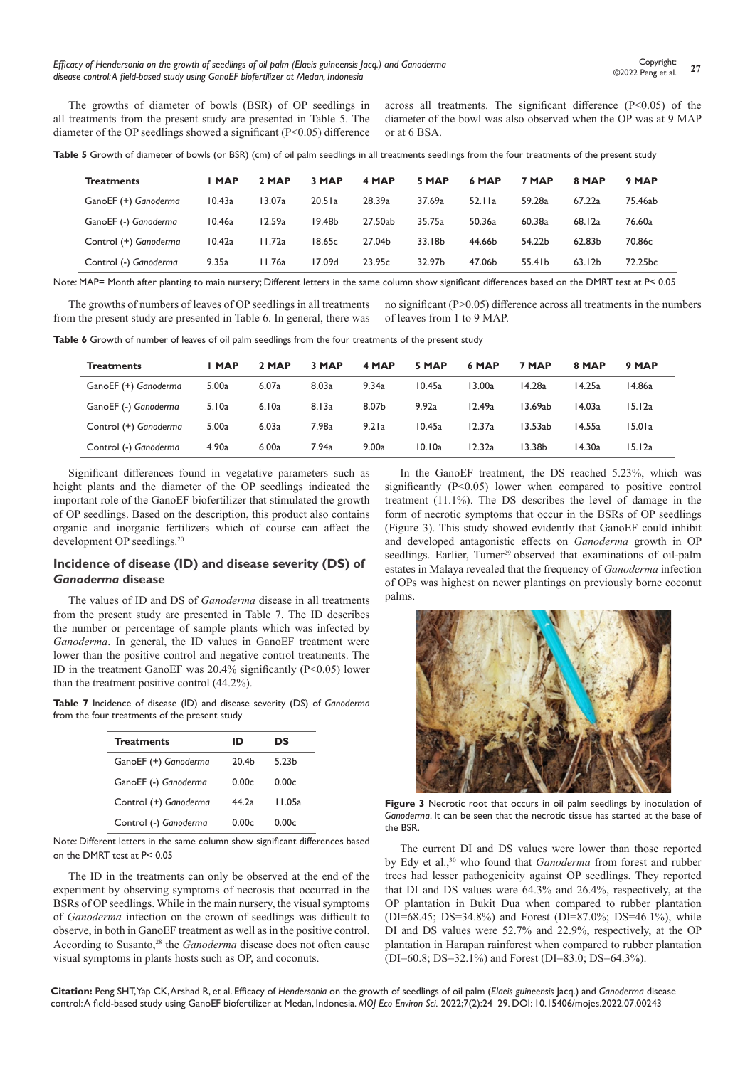The growths of diameter of bowls (BSR) of OP seedlings in all treatments from the present study are presented in Table 5. The diameter of the OP seedlings showed a significant ($P<0.05$) difference across all treatments. The significant difference ($P<0.05$) of the diameter of the bowl was also observed when the OP was at 9 MAP or at 6 BSA.

**Table 5** Growth of diameter of bowls (or BSR) (cm) of oil palm seedlings in all treatments seedlings from the four treatments of the present study

| Treatments | 1 MAP | 2 MAP | 3 MAP | 4 MAP | 5 MAP | 6 MAP | 7 MAP | 8 MAP | 9 MAP |
|---|---|---|---|---|---|---|---|---|---|
| GanoEF (+) *Ganoderma* | 10.43a | 13.07a | 20.51a | 28.39a | 37.69a | 52.11a | 59.28a | 67.22a | 75.46ab |
| GanoEF (-) *Ganoderma* | 10.46a | 12.59a | 19.48b | 27.50ab | 35.75a | 50.36a | 60.38a | 68.12a | 76.60a |
| Control (+) *Ganoderma* | 10.42a | 11.72a | 18.65c | 27.04b | 33.18b | 44.66b | 54.22b | 62.83b | 70.86c |
| Control (-) *Ganoderma* | 9.35a | 11.76a | 17.09d | 23.95c | 32.97b | 47.06b | 55.41b | 63.12b | 72.25bc |

Note: MAP= Month after planting to main nursery; Different letters in the same column show significant differences based on the DMRT test at $P< 0.05$

The growths of numbers of leaves of OP seedlings in all treatments from the present study are presented in Table 6. In general, there was no significant ($P>0.05$) difference across all treatments in the numbers of leaves from 1 to 9 MAP.

**Table 6** Growth of number of leaves of oil palm seedlings from the four treatments of the present study

| Treatments | 1 MAP | 2 MAP | 3 MAP | 4 MAP | 5 MAP | 6 MAP | 7 MAP | 8 MAP | 9 MAP |
|---|---|---|---|---|---|---|---|---|---|
| GanoEF (+) *Ganoderma* | 5.00a | 6.07a | 8.03a | 9.34a | 10.45a | 13.00a | 14.28a | 14.25a | 14.86a |
| GanoEF (-) *Ganoderma* | 5.10a | 6.10a | 8.13a | 8.07b | 9.92a | 12.49a | 13.69ab | 14.03a | 15.12a |
| Control (+) *Ganoderma* | 5.00a | 6.03a | 7.98a | 9.21a | 10.45a | 12.37a | 13.53ab | 14.55a | 15.01a |
| Control (-) *Ganoderma* | 4.90a | 6.00a | 7.94a | 9.00a | 10.10a | 12.32a | 13.38b | 14.30a | 15.12a |

Significant differences found in vegetative parameters such as height plants and the diameter of the OP seedlings indicated the important role of the GanoEF biofertilizer that stimulated the growth of OP seedlings. Based on the description, this product also contains organic and inorganic fertilizers which of course can affect the development OP seedlings.[20]

## Incidence of disease (ID) and disease severity (DS) of *Ganoderma* disease

The values of ID and DS of *Ganoderma* disease in all treatments from the present study are presented in Table 7. The ID describes the number or percentage of sample plants which was infected by *Ganoderma*. In general, the ID values in GanoEF treatment were lower than the positive control and negative control treatments. The ID in the treatment GanoEF was 20.4% significantly ($P<0.05$) lower than the treatment positive control (44.2%).

**Table 7** Incidence of disease (ID) and disease severity (DS) of *Ganoderma* from the four treatments of the present study

| Treatments | ID | DS |
|---|---|---|
| GanoEF (+) *Ganoderma* | 20.4b | 5.23b |
| GanoEF (-) *Ganoderma* | 0.00c | 0.00c |
| Control (+) *Ganoderma* | 44.2a | 11.05a |
| Control (-) *Ganoderma* | 0.00c | 0.00c |

Note: Different letters in the same column show significant differences based on the DMRT test at $P< 0.05$

The ID in the treatments can only be observed at the end of the experiment by observing symptoms of necrosis that occurred in the BSRs of OP seedlings. While in the main nursery, the visual symptoms of *Ganoderma* infection on the crown of seedlings was difficult to observe, in both in GanoEF treatment as well as in the positive control. According to Susanto,[28] the *Ganoderma* disease does not often cause visual symptoms in plants hosts such as OP, and coconuts.

In the GanoEF treatment, the DS reached 5.23%, which was significantly ($P<0.05$) lower when compared to positive control treatment (11.1%). The DS describes the level of damage in the form of necrotic symptoms that occur in the BSRs of OP seedlings (Figure 3). This study showed evidently that GanoEF could inhibit and developed antagonistic effects on *Ganoderma* growth in OP seedlings. Earlier, Turner[29] observed that examinations of oil-palm estates in Malaya revealed that the frequency of *Ganoderma* infection of OPs was highest on newer plantings on previously borne coconut palms.

**Figure 3** Necrotic root that occurs in oil palm seedlings by inoculation of *Ganoderma*. It can be seen that the necrotic tissue has started at the base of the BSR.

The current DI and DS values were lower than those reported by Edy et al.,[30] who found that *Ganoderma* from forest and rubber trees had lesser pathogenicity against OP seedlings. They reported that DI and DS values were 64.3% and 26.4%, respectively, at the OP plantation in Bukit Dua when compared to rubber plantation (DI=68.45; DS=34.8%) and Forest (DI=87.0%; DS=46.1%), while DI and DS values were 52.7% and 22.9%, respectively, at the OP plantation in Harapan rainforest when compared to rubber plantation (DI=60.8; DS=32.1%) and Forest (DI=83.0; DS=64.3%).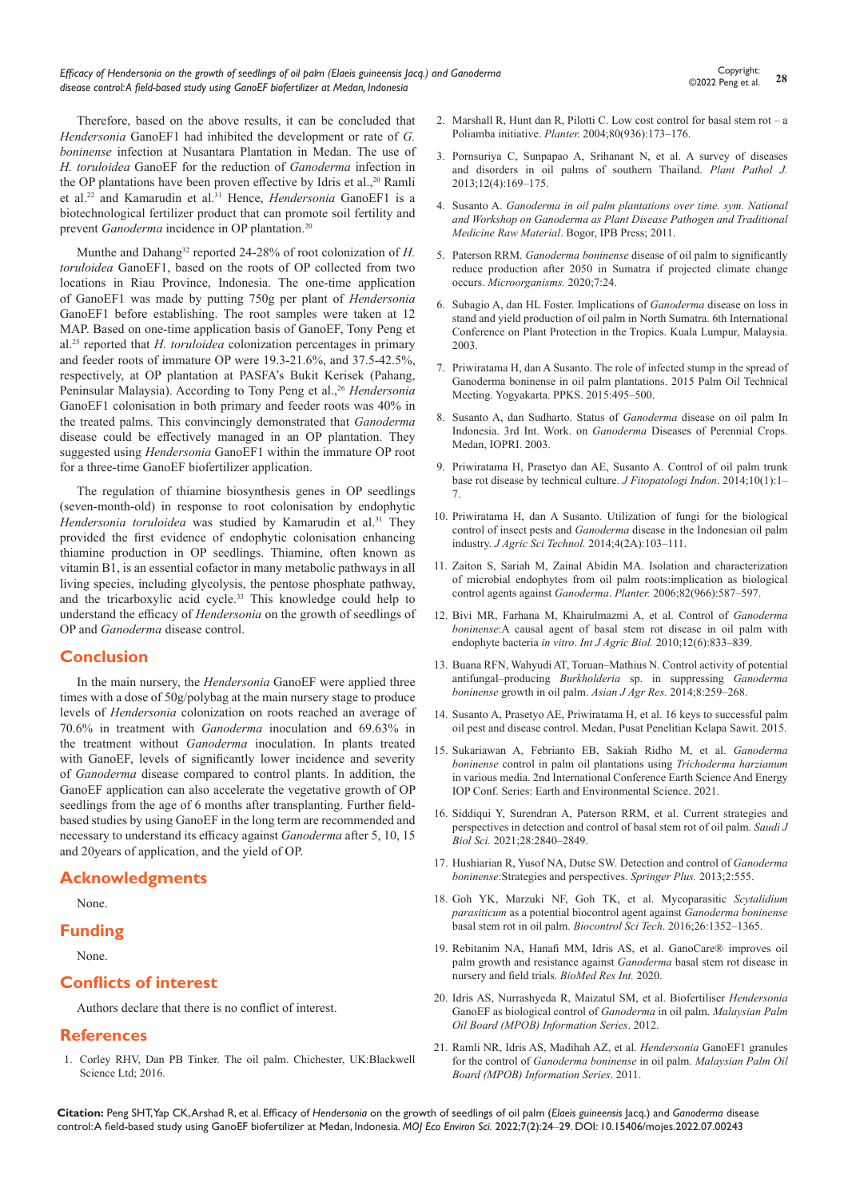Therefore, based on the above results, it can be concluded that *Hendersonia* GanoEF1 had inhibited the development or rate of *G. boninense* infection at Nusantara Plantation in Medan. The use of *H. toruloidea* GanoEF for the reduction of *Ganoderma* infection in the OP plantations have been proven effective by Idris et al.,[20] Ramli et al.[22] and Kamarudin et al.[31] Hence, *Hendersonia* GanoEF1 is a biotechnological fertilizer product that can promote soil fertility and prevent *Ganoderma* incidence in OP plantation.[20]

Munthe and Dahang[32] reported 24-28% of root colonization of *H. toruloidea* GanoEF1, based on the roots of OP collected from two locations in Riau Province, Indonesia. The one-time application of GanoEF1 was made by putting 750g per plant of *Hendersonia* GanoEF1 before establishing. The root samples were taken at 12 MAP. Based on one-time application basis of GanoEF, Tony Peng et al.[25] reported that *H. toruloidea* colonization percentages in primary and feeder roots of immature OP were 19.3-21.6%, and 37.5-42.5%, respectively, at OP plantation at PASFA's Bukit Kerisek (Pahang, Peninsular Malaysia). According to Tony Peng et al.,[26] *Hendersonia* GanoEF1 colonisation in both primary and feeder roots was 40% in the treated palms. This convincingly demonstrated that *Ganoderma* disease could be effectively managed in an OP plantation. They suggested using *Hendersonia* GanoEF1 within the immature OP root for a three-time GanoEF biofertilizer application.

The regulation of thiamine biosynthesis genes in OP seedlings (seven-month-old) in response to root colonisation by endophytic *Hendersonia toruloidea* was studied by Kamarudin et al.[31] They provided the first evidence of endophytic colonisation enhancing thiamine production in OP seedlings. Thiamine, often known as vitamin B1, is an essential cofactor in many metabolic pathways in all living species, including glycolysis, the pentose phosphate pathway, and the tricarboxylic acid cycle.[33] This knowledge could help to understand the efficacy of *Hendersonia* on the growth of seedlings of OP and *Ganoderma* disease control.

## Conclusion

In the main nursery, the *Hendersonia* GanoEF were applied three times with a dose of 50g/polybag at the main nursery stage to produce levels of *Hendersonia* colonization on roots reached an average of 70.6% in treatment with *Ganoderma* inoculation and 69.63% in the treatment without *Ganoderma* inoculation. In plants treated with GanoEF, levels of significantly lower incidence and severity of *Ganoderma* disease compared to control plants. In addition, the GanoEF application can also accelerate the vegetative growth of OP seedlings from the age of 6 months after transplanting. Further field-based studies by using GanoEF in the long term are recommended and necessary to understand its efficacy against *Ganoderma* after 5, 10, 15 and 20years of application, and the yield of OP.

## Acknowledgments

None.

## Funding

None.

## Conflicts of interest

Authors declare that there is no conflict of interest.

## References

1. Corley RHV, Dan PB Tinker. The oil palm. Chichester, UK:Blackwell Science Ltd; 2016.
2. Marshall R, Hunt dan R, Pilotti C. Low cost control for basal stem rot – a Poliamba initiative. *Planter.* 2004;80(936):173–176.
3. Pornsuriya C, Sunpapao A, Srihanant N, et al. A survey of diseases and disorders in oil palms of southern Thailand. *Plant Pathol J.* 2013;12(4):169–175.
4. Susanto A. *Ganoderma in oil palm plantations over time. sym. National and Workshop on Ganoderma as Plant Disease Pathogen and Traditional Medicine Raw Material*. Bogor, IPB Press; 2011.
5. Paterson RRM. *Ganoderma boninense* disease of oil palm to significantly reduce production after 2050 in Sumatra if projected climate change occurs. *Microorganisms.* 2020;7:24.
6. Subagio A, dan HL Foster. Implications of *Ganoderma* disease on loss in stand and yield production of oil palm in North Sumatra. 6th International Conference on Plant Protection in the Tropics. Kuala Lumpur, Malaysia. 2003.
7. Priwiratama H, dan A Susanto. The role of infected stump in the spread of Ganoderma boninense in oil palm plantations. 2015 Palm Oil Technical Meeting. Yogyakarta. PPKS. 2015:495–500.
8. Susanto A, dan Sudharto. Status of *Ganoderma* disease on oil palm In Indonesia. 3rd Int. Work. on *Ganoderma* Diseases of Perennial Crops. Medan, IOPRI. 2003.
9. Priwiratama H, Prasetyo dan AE, Susanto A. Control of oil palm trunk base rot disease by technical culture. *J Fitopatologi Indon*. 2014;10(1):1–7.
10. Priwiratama H, dan A Susanto. Utilization of fungi for the biological control of insect pests and *Ganoderma* disease in the Indonesian oil palm industry. *J Agric Sci Technol.* 2014;4(2A):103–111.
11. Zaiton S, Sariah M, Zainal Abidin MA. Isolation and characterization of microbial endophytes from oil palm roots:implication as biological control agents against *Ganoderma*. *Planter.* 2006;82(966):587–597.
12. Bivi MR, Farhana M, Khairulmazmi A, et al. Control of *Ganoderma boninense*:A causal agent of basal stem rot disease in oil palm with endophyte bacteria *in vitro*. *Int J Agric Biol.* 2010;12(6):833–839.
13. Buana RFN, Wahyudi AT, Toruan–Mathius N. Control activity of potential antifungal–producing *Burkholderia* sp. in suppressing *Ganoderma boninense* growth in oil palm. *Asian J Agr Res.* 2014;8:259–268.
14. Susanto A, Prasetyo AE, Priwiratama H, et al. 16 keys to successful palm oil pest and disease control. Medan, Pusat Penelitian Kelapa Sawit. 2015.
15. Sukariawan A, Febrianto EB, Sakiah Ridho M, et al. *Ganoderma boninense* control in palm oil plantations using *Trichoderma harzianum* in various media. 2nd International Conference Earth Science And Energy IOP Conf. Series: Earth and Environmental Science. 2021.
16. Siddiqui Y, Surendran A, Paterson RRM, et al. Current strategies and perspectives in detection and control of basal stem rot of oil palm. *Saudi J Biol Sci.* 2021;28:2840–2849.
17. Hushiarian R, Yusof NA, Dutse SW. Detection and control of *Ganoderma boninense*:Strategies and perspectives. *Springer Plus.* 2013;2:555.
18. Goh YK, Marzuki NF, Goh TK, et al. Mycoparasitic *Scytalidium parasiticum* as a potential biocontrol agent against *Ganoderma boninense* basal stem rot in oil palm. *Biocontrol Sci Tech*. 2016;26:1352–1365.
19. Rebitanim NA, Hanafi MM, Idris AS, et al. GanoCare® improves oil palm growth and resistance against *Ganoderma* basal stem rot disease in nursery and field trials. *BioMed Res Int.* 2020.
20. Idris AS, Nurrashyeda R, Maizatul SM, et al. Biofertiliser *Hendersonia* GanoEF as biological control of *Ganoderma* in oil palm. *Malaysian Palm Oil Board (MPOB) Information Series*. 2012.
21. Ramli NR, Idris AS, Madihah AZ, et al. *Hendersonia* GanoEF1 granules for the control of *Ganoderma boninense* in oil palm. *Malaysian Palm Oil Board (MPOB) Information Series*. 2011.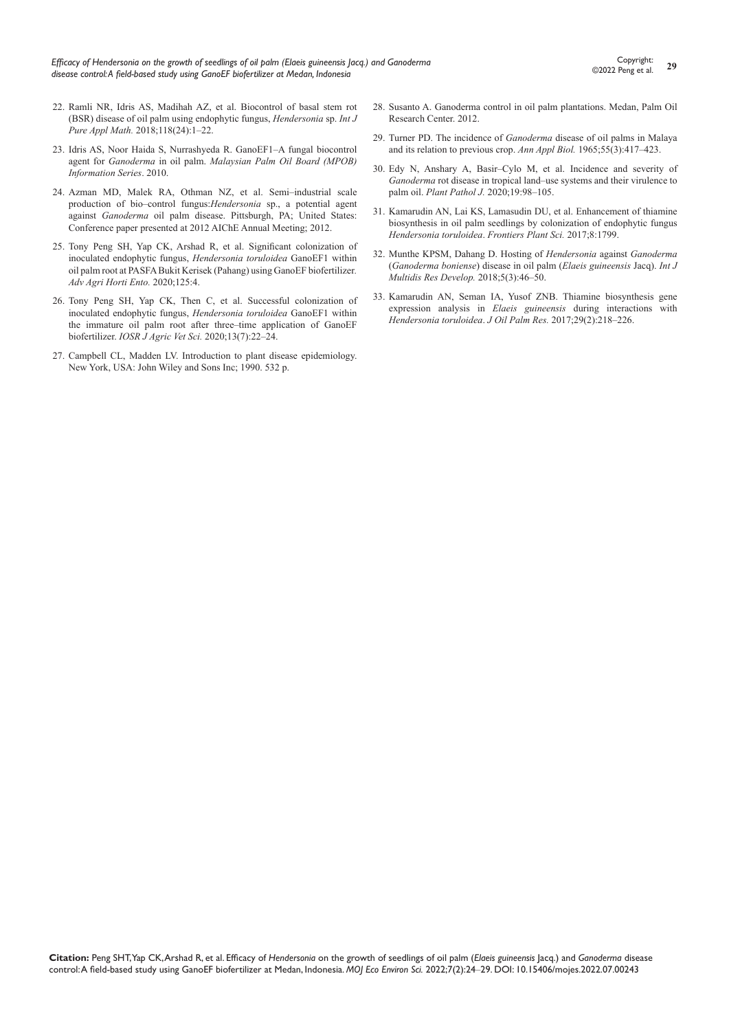22. Ramli NR, Idris AS, Madihah AZ, et al. Biocontrol of basal stem rot (BSR) disease of oil palm using endophytic fungus, *Hendersonia* sp. *Int J Pure Appl Math.* 2018;118(24):1–22.

23. Idris AS, Noor Haida S, Nurrashyeda R. GanoEF1–A fungal biocontrol agent for *Ganoderma* in oil palm. *Malaysian Palm Oil Board (MPOB) Information Series*. 2010.

24. Azman MD, Malek RA, Othman NZ, et al. Semi–industrial scale production of bio–control fungus:*Hendersonia* sp., a potential agent against *Ganoderma* oil palm disease. Pittsburgh, PA; United States: Conference paper presented at 2012 AIChE Annual Meeting; 2012.

25. Tony Peng SH, Yap CK, Arshad R, et al. Significant colonization of inoculated endophytic fungus, *Hendersonia toruloidea* GanoEF1 within oil palm root at PASFA Bukit Kerisek (Pahang) using GanoEF biofertilizer. *Adv Agri Horti Ento.* 2020;125:4.

26. Tony Peng SH, Yap CK, Then C, et al. Successful colonization of inoculated endophytic fungus, *Hendersonia toruloidea* GanoEF1 within the immature oil palm root after three–time application of GanoEF biofertilizer. *IOSR J Agric Vet Sci.* 2020;13(7):22–24.

27. Campbell CL, Madden LV. Introduction to plant disease epidemiology. New York, USA: John Wiley and Sons Inc; 1990. 532 p.

28. Susanto A. Ganoderma control in oil palm plantations. Medan, Palm Oil Research Center. 2012.

29. Turner PD. The incidence of *Ganoderma* disease of oil palms in Malaya and its relation to previous crop. *Ann Appl Biol.* 1965;55(3):417–423.

30. Edy N, Anshary A, Basir–Cylo M, et al. Incidence and severity of *Ganoderma* rot disease in tropical land–use systems and their virulence to palm oil. *Plant Pathol J.* 2020;19:98–105.

31. Kamarudin AN, Lai KS, Lamasudin DU, et al. Enhancement of thiamine biosynthesis in oil palm seedlings by colonization of endophytic fungus *Hendersonia toruloidea*. *Frontiers Plant Sci.* 2017;8:1799.

32. Munthe KPSM, Dahang D. Hosting of *Hendersonia* against *Ganoderma* (*Ganoderma boniense*) disease in oil palm (*Elaeis guineensis* Jacq). *Int J Multidis Res Develop.* 2018;5(3):46–50.

33. Kamarudin AN, Seman IA, Yusof ZNB. Thiamine biosynthesis gene expression analysis in *Elaeis guineensis* during interactions with *Hendersonia toruloidea*. *J Oil Palm Res.* 2017;29(2):218–226.